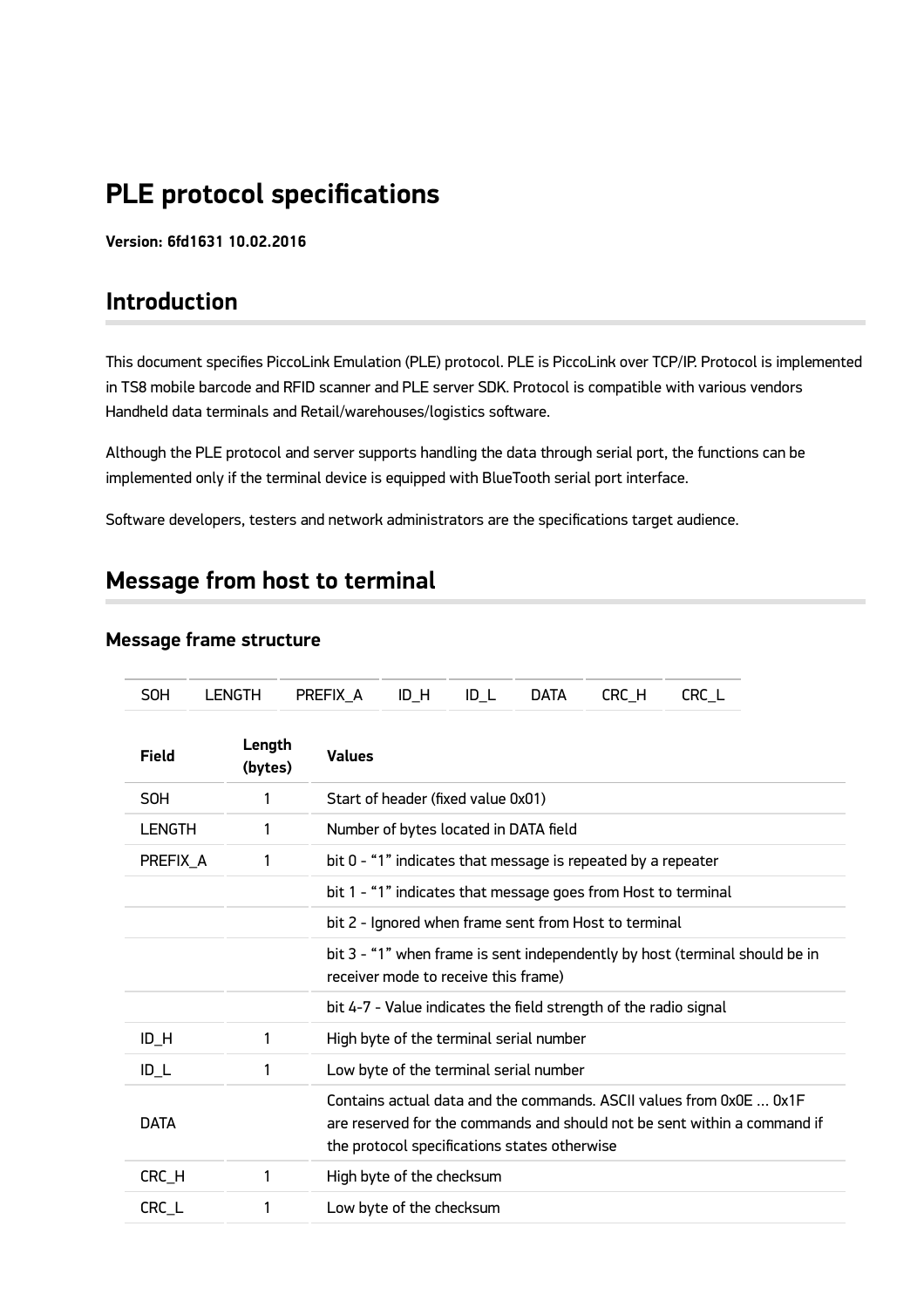# PLE protocol specifications

**Version: 6fd1631 10.02.2016**

## Introduction

This document specifies PiccoLink Emulation (PLE) protocol. PLE is PiccoLink over TCP/IP. Protocol is implemented in TS8 mobile barcode and RFID scanner and PLE server SDK. Protocol is compatible with various vendors Handheld data terminals and Retail/warehouses/logistics software.

Although the PLE protocol and server supports handling the data through serial port, the functions can be implemented only if the terminal device is equipped with BlueTooth serial port interface.

Software developers, testers and network administrators are the specifications target audience.

## Message from host to terminal

### Message frame structure

| SOH | LENGTH | PREFIX_A | ID_H | ID_L | DATA | CRC_H | CRC_L |
|---|---|---|---|---|---|---|---|

| Field | Length (bytes) | Values |
|---|---|---|
| SOH | 1 | Start of header (fixed value 0x01) |
| LENGTH | 1 | Number of bytes located in DATA field |
| PREFIX_A | 1 | bit 0 - “1” indicates that message is repeated by a repeater |
| | | bit 1 - “1” indicates that message goes from Host to terminal |
| | | bit 2 - Ignored when frame sent from Host to terminal |
| | | bit 3 - “1” when frame is sent independently by host (terminal should be in receiver mode to receive this frame) |
| | | bit 4-7 - Value indicates the field strength of the radio signal |
| ID_H | 1 | High byte of the terminal serial number |
| ID_L | 1 | Low byte of the terminal serial number |
| DATA | | Contains actual data and the commands. ASCII values from 0x0E ... 0x1F are reserved for the commands and should not be sent within a command if the protocol specifications states otherwise |
| CRC_H | 1 | High byte of the checksum |
| CRC_L | 1 | Low byte of the checksum |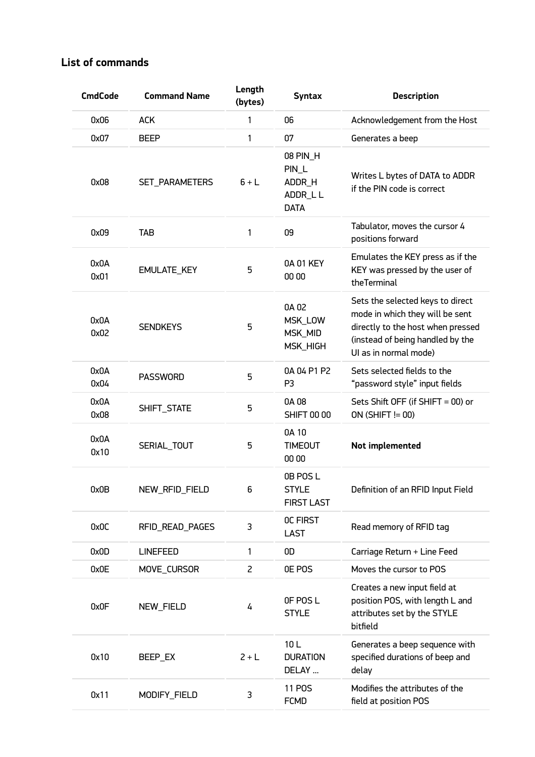### List of commands

| CmdCode | Command Name | Length (bytes) | Syntax | Description |
|---|---|---|---|---|
| 0x06 | ACK | 1 | 06 | Acknowledgement from the Host |
| 0x07 | BEEP | 1 | 07 | Generates a beep |
| 0x08 | SET_PARAMETERS | 6 + L | 08 PIN_H PIN_L ADDR_H ADDR_L L DATA | Writes L bytes of DATA to ADDR if the PIN code is correct |
| 0x09 | TAB | 1 | 09 | Tabulator, moves the cursor 4 positions forward |
| 0x0A 0x01 | EMULATE_KEY | 5 | 0A 01 KEY 00 00 | Emulates the KEY press as if the KEY was pressed by the user of theTerminal |
| 0x0A 0x02 | SENDKEYS | 5 | 0A 02 MSK_LOW MSK_MID MSK_HIGH | Sets the selected keys to direct mode in which they will be sent directly to the host when pressed (instead of being handled by the UI as in normal mode) |
| 0x0A 0x04 | PASSWORD | 5 | 0A 04 P1 P2 P3 | Sets selected fields to the "password style" input fields |
| 0x0A 0x08 | SHIFT_STATE | 5 | 0A 08 SHIFT 00 00 | Sets Shift OFF (if SHIFT = 00) or ON (SHIFT != 00) |
| 0x0A 0x10 | SERIAL_TOUT | 5 | 0A 10 TIMEOUT 00 00 | **Not implemented** |
| 0x0B | NEW_RFID_FIELD | 6 | 0B POS L STYLE FIRST LAST | Definition of an RFID Input Field |
| 0x0C | RFID_READ_PAGES | 3 | 0C FIRST LAST | Read memory of RFID tag |
| 0x0D | LINEFEED | 1 | 0D | Carriage Return + Line Feed |
| 0x0E | MOVE_CURSOR | 2 | 0E POS | Moves the cursor to POS |
| 0x0F | NEW_FIELD | 4 | 0F POS L STYLE | Creates a new input field at position POS, with length L and attributes set by the STYLE bitfield |
| 0x10 | BEEP_EX | 2 + L | 10 L DURATION DELAY ... | Generates a beep sequence with specified durations of beep and delay |
| 0x11 | MODIFY_FIELD | 3 | 11 POS FCMD | Modifies the attributes of the field at position POS |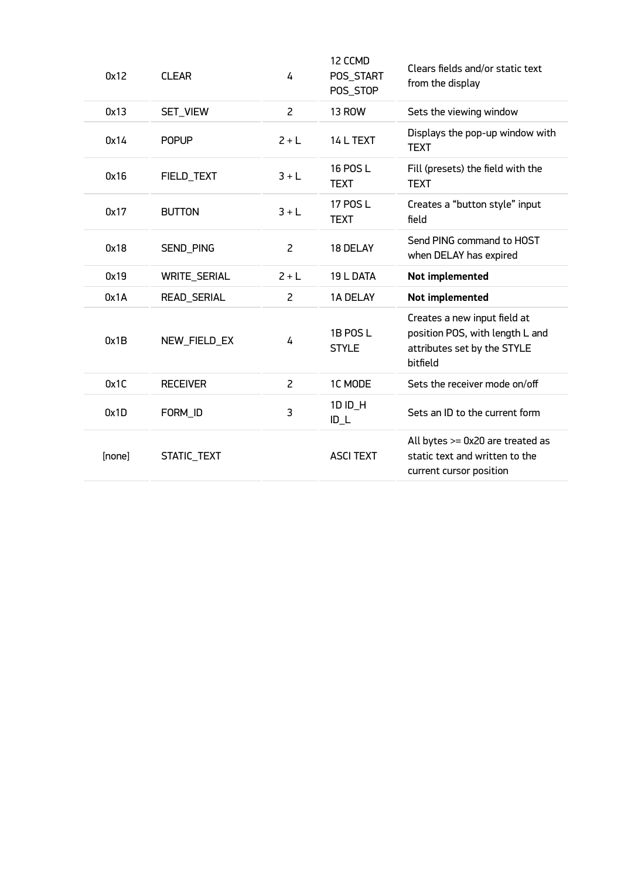| | | | | |
|---|---|---|---|---|
| 0x12 | CLEAR | 4 | 12 CCMD POS_START POS_STOP | Clears fields and/or static text from the display |
| 0x13 | SET_VIEW | 2 | 13 ROW | Sets the viewing window |
| 0x14 | POPUP | 2 + L | 14 L TEXT | Displays the pop-up window with TEXT |
| 0x16 | FIELD_TEXT | 3 + L | 16 POS L TEXT | Fill (presets) the field with the TEXT |
| 0x17 | BUTTON | 3 + L | 17 POS L TEXT | Creates a “button style” input field |
| 0x18 | SEND_PING | 2 | 18 DELAY | Send PING command to HOST when DELAY has expired |
| 0x19 | WRITE_SERIAL | 2 + L | 19 L DATA | **Not implemented** |
| 0x1A | READ_SERIAL | 2 | 1A DELAY | **Not implemented** |
| 0x1B | NEW_FIELD_EX | 4 | 1B POS L STYLE | Creates a new input field at position POS, with length L and attributes set by the STYLE bitfield |
| 0x1C | RECEIVER | 2 | 1C MODE | Sets the receiver mode on/off |
| 0x1D | FORM_ID | 3 | 1D ID_H ID_L | Sets an ID to the current form |
| [none] | STATIC_TEXT | | ASCI TEXT | All bytes >= 0x20 are treated as static text and written to the current cursor position |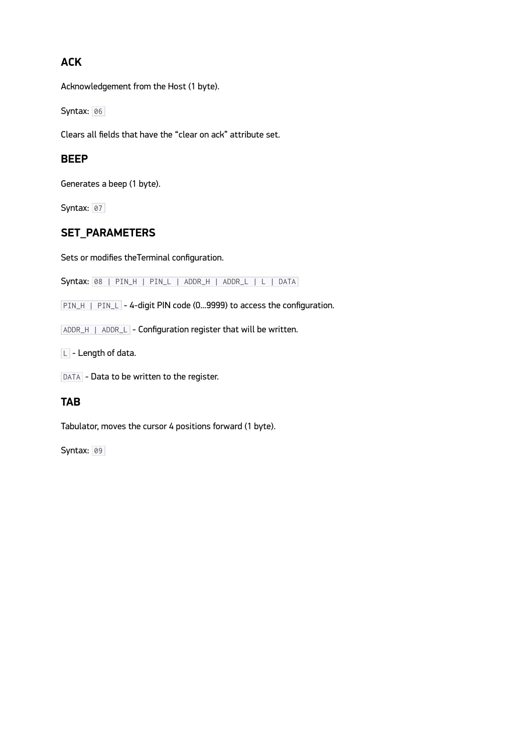## ACK

Acknowledgement from the Host (1 byte).

Syntax: `06`

Clears all fields that have the “clear on ack” attribute set.

## BEEP

Generates a beep (1 byte).

Syntax: `07`

## SET_PARAMETERS

Sets or modifies theTerminal configuration.

Syntax: `08 | PIN_H | PIN_L | ADDR_H | ADDR_L | L | DATA`

`PIN_H | PIN_L` - 4-digit PIN code (0...9999) to access the configuration.

`ADDR_H | ADDR_L` - Configuration register that will be written.

`L` - Length of data.

`DATA` - Data to be written to the register.

## TAB

Tabulator, moves the cursor 4 positions forward (1 byte).

Syntax: `09`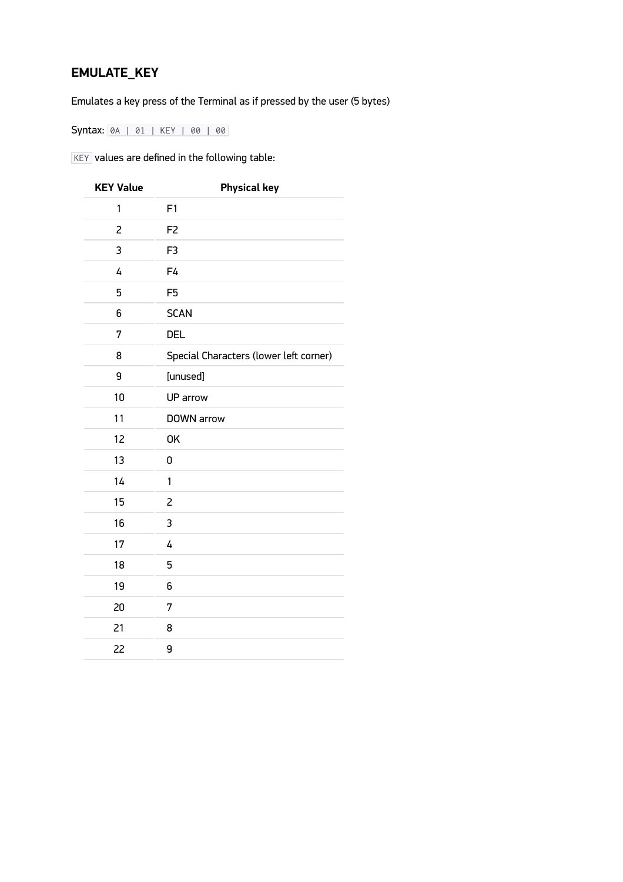## EMULATE_KEY

Emulates a key press of the Terminal as if pressed by the user (5 bytes)

Syntax: `0A | 01 | KEY | 00 | 00`

`KEY` values are defined in the following table:

| KEY Value | Physical key |
| --- | --- |
| 1 | F1 |
| 2 | F2 |
| 3 | F3 |
| 4 | F4 |
| 5 | F5 |
| 6 | SCAN |
| 7 | DEL |
| 8 | Special Characters (lower left corner) |
| 9 | [unused] |
| 10 | UP arrow |
| 11 | DOWN arrow |
| 12 | OK |
| 13 | 0 |
| 14 | 1 |
| 15 | 2 |
| 16 | 3 |
| 17 | 4 |
| 18 | 5 |
| 19 | 6 |
| 20 | 7 |
| 21 | 8 |
| 22 | 9 |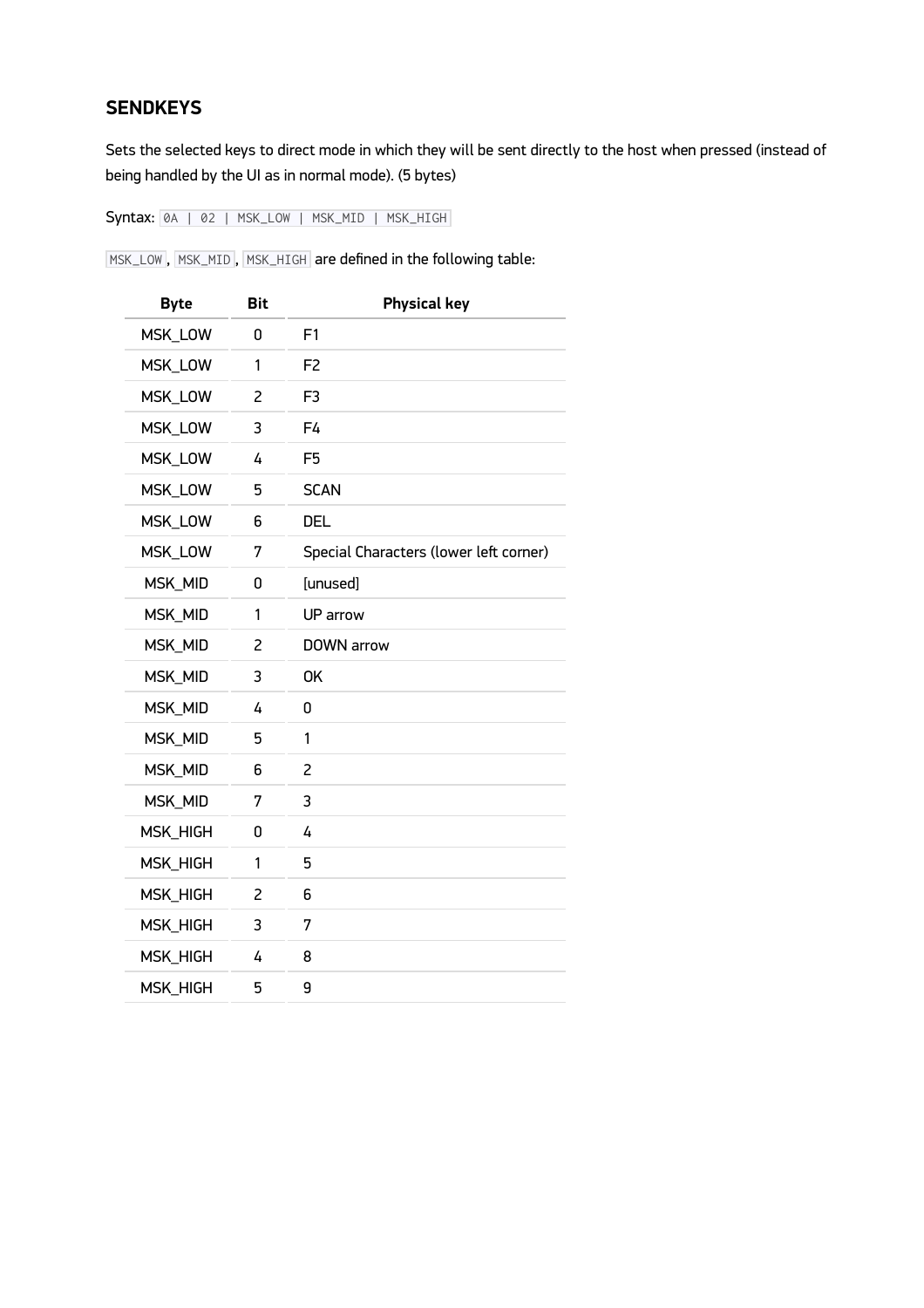### SENDKEYS

Sets the selected keys to direct mode in which they will be sent directly to the host when pressed (instead of being handled by the UI as in normal mode). (5 bytes)

Syntax: `0A | 02 | MSK_LOW | MSK_MID | MSK_HIGH`

`MSK_LOW`, `MSK_MID`, `MSK_HIGH` are defined in the following table:

| Byte | Bit | Physical key |
| --- | --- | --- |
| MSK_LOW | 0 | F1 |
| MSK_LOW | 1 | F2 |
| MSK_LOW | 2 | F3 |
| MSK_LOW | 3 | F4 |
| MSK_LOW | 4 | F5 |
| MSK_LOW | 5 | SCAN |
| MSK_LOW | 6 | DEL |
| MSK_LOW | 7 | Special Characters (lower left corner) |
| MSK_MID | 0 | [unused] |
| MSK_MID | 1 | UP arrow |
| MSK_MID | 2 | DOWN arrow |
| MSK_MID | 3 | OK |
| MSK_MID | 4 | 0 |
| MSK_MID | 5 | 1 |
| MSK_MID | 6 | 2 |
| MSK_MID | 7 | 3 |
| MSK_HIGH | 0 | 4 |
| MSK_HIGH | 1 | 5 |
| MSK_HIGH | 2 | 6 |
| MSK_HIGH | 3 | 7 |
| MSK_HIGH | 4 | 8 |
| MSK_HIGH | 5 | 9 |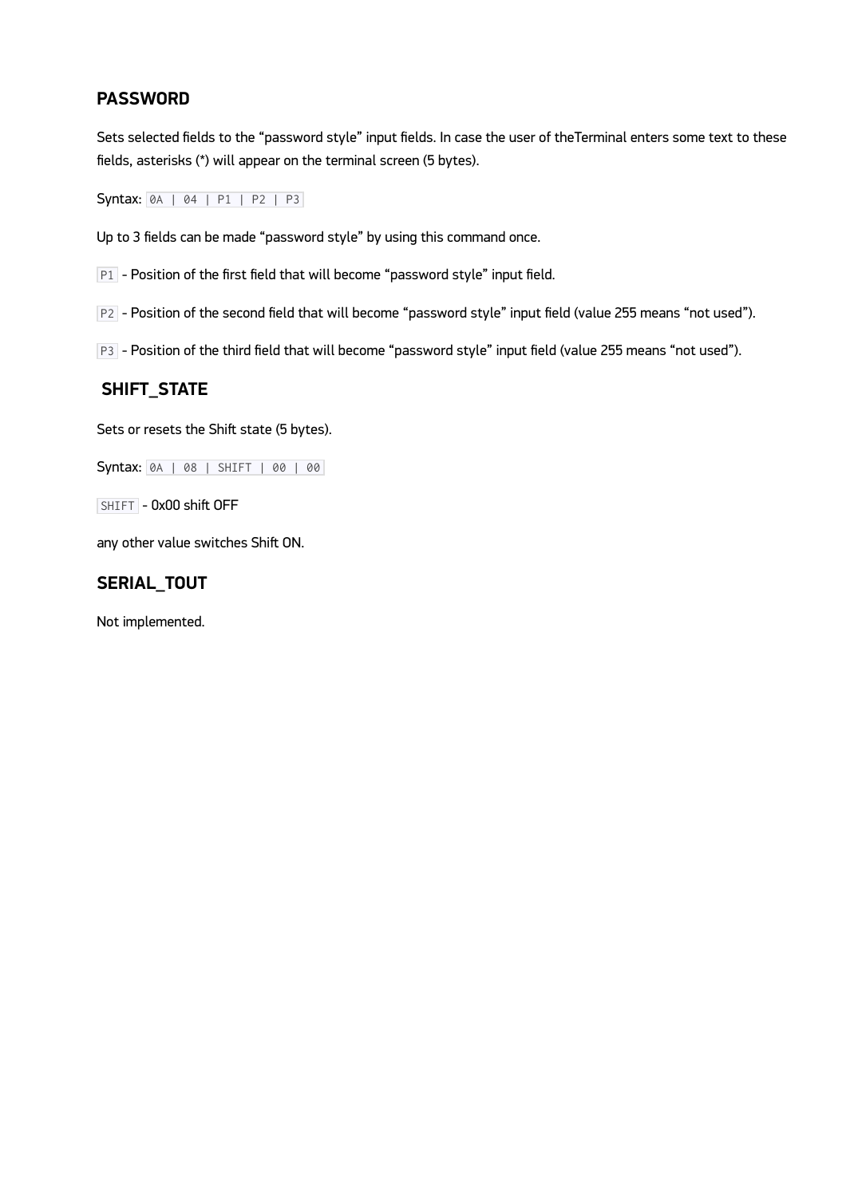### PASSWORD

Sets selected fields to the “password style” input fields. In case the user of theTerminal enters some text to these fields, asterisks (*) will appear on the terminal screen (5 bytes).

Syntax: `0A | 04 | P1 | P2 | P3`

Up to 3 fields can be made “password style” by using this command once.

`P1` - Position of the first field that will become “password style” input field.

`P2` - Position of the second field that will become “password style” input field (value 255 means “not used”).

`P3` - Position of the third field that will become “password style” input field (value 255 means “not used”).

### SHIFT_STATE

Sets or resets the Shift state (5 bytes).

Syntax: `0A | 08 | SHIFT | 00 | 00`

`SHIFT` - 0x00 shift OFF

any other value switches Shift ON.

### SERIAL_TOUT

Not implemented.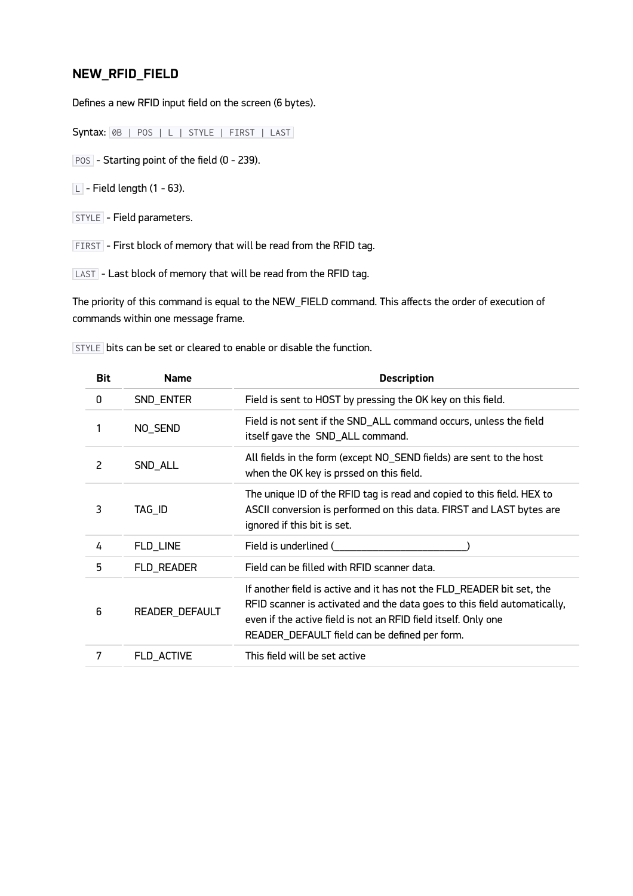## NEW_RFID_FIELD

Defines a new RFID input field on the screen (6 bytes).

Syntax: `0B | POS | L | STYLE | FIRST | LAST`

`POS` - Starting point of the field (0 - 239).

`L` - Field length (1 - 63).

`STYLE` - Field parameters.

`FIRST` - First block of memory that will be read from the RFID tag.

`LAST` - Last block of memory that will be read from the RFID tag.

The priority of this command is equal to the NEW_FIELD command. This affects the order of execution of commands within one message frame.

`STYLE` bits can be set or cleared to enable or disable the function.

| Bit | Name | Description |
| --- | --- | --- |
| 0 | SND_ENTER | Field is sent to HOST by pressing the OK key on this field. |
| 1 | NO_SEND | Field is not sent if the SND_ALL command occurs, unless the field itself gave the SND_ALL command. |
| 2 | SND_ALL | All fields in the form (except NO_SEND fields) are sent to the host when the OK key is prssed on this field. |
| 3 | TAG_ID | The unique ID of the RFID tag is read and copied to this field. HEX to ASCII conversion is performed on this data. FIRST and LAST bytes are ignored if this bit is set. |
| 4 | FLD_LINE | Field is underlined (_________________________) |
| 5 | FLD_READER | Field can be filled with RFID scanner data. |
| 6 | READER_DEFAULT | If another field is active and it has not the FLD_READER bit set, the RFID scanner is activated and the data goes to this field automatically, even if the active field is not an RFID field itself. Only one READER_DEFAULT field can be defined per form. |
| 7 | FLD_ACTIVE | This field will be set active |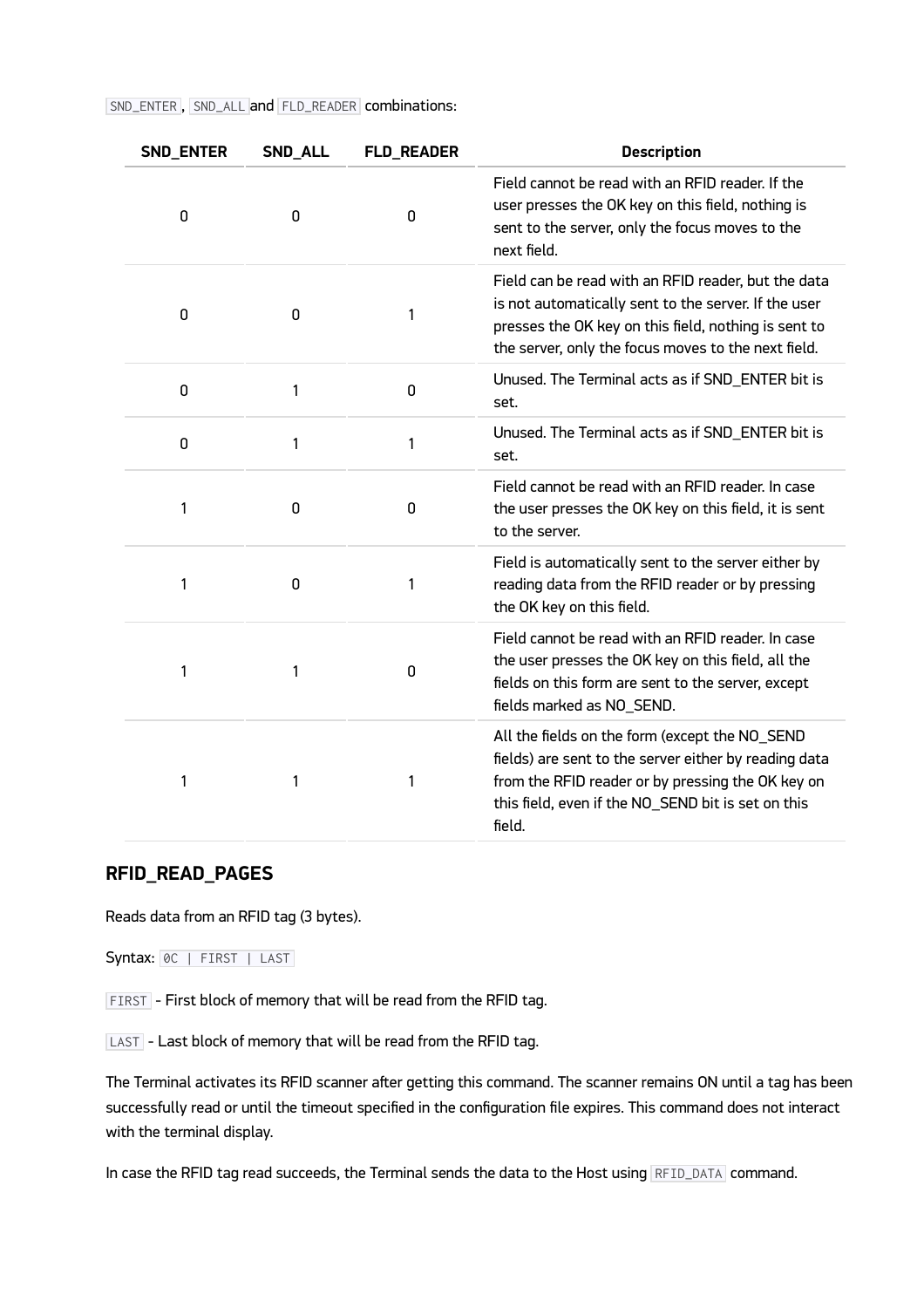`SND_ENTER`, `SND_ALL` and `FLD_READER` combinations:

| SND_ENTER | SND_ALL | FLD_READER | Description |
| --- | --- | --- | --- |
| 0 | 0 | 0 | Field cannot be read with an RFID reader. If the user presses the OK key on this field, nothing is sent to the server, only the focus moves to the next field. |
| 0 | 0 | 1 | Field can be read with an RFID reader, but the data is not automatically sent to the server. If the user presses the OK key on this field, nothing is sent to the server, only the focus moves to the next field. |
| 0 | 1 | 0 | Unused. The Terminal acts as if SND_ENTER bit is set. |
| 0 | 1 | 1 | Unused. The Terminal acts as if SND_ENTER bit is set. |
| 1 | 0 | 0 | Field cannot be read with an RFID reader. In case the user presses the OK key on this field, it is sent to the server. |
| 1 | 0 | 1 | Field is automatically sent to the server either by reading data from the RFID reader or by pressing the OK key on this field. |
| 1 | 1 | 0 | Field cannot be read with an RFID reader. In case the user presses the OK key on this field, all the fields on this form are sent to the server, except fields marked as NO_SEND. |
| 1 | 1 | 1 | All the fields on the form (except the NO_SEND fields) are sent to the server either by reading data from the RFID reader or by pressing the OK key on this field, even if the NO_SEND bit is set on this field. |

## RFID_READ_PAGES

Reads data from an RFID tag (3 bytes).

Syntax: `0C | FIRST | LAST`

`FIRST` - First block of memory that will be read from the RFID tag.

`LAST` - Last block of memory that will be read from the RFID tag.

The Terminal activates its RFID scanner after getting this command. The scanner remains ON until a tag has been successfully read or until the timeout specified in the configuration file expires. This command does not interact with the terminal display.

In case the RFID tag read succeeds, the Terminal sends the data to the Host using `RFID_DATA` command.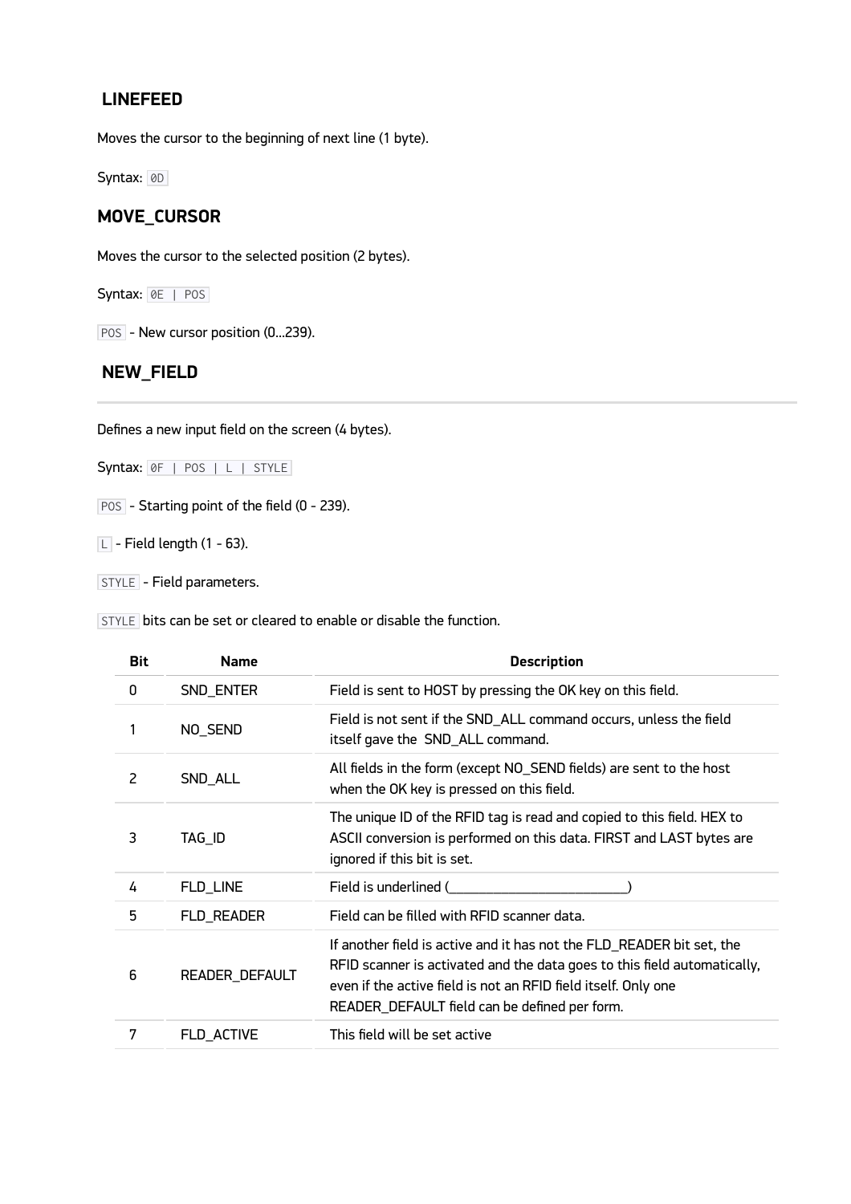### LINEFEED

Moves the cursor to the beginning of next line (1 byte).

Syntax: `0D`

### MOVE_CURSOR

Moves the cursor to the selected position (2 bytes).

Syntax: `0E | POS`

`POS` - New cursor position (0...239).

### NEW_FIELD

Defines a new input field on the screen (4 bytes).

Syntax: `0F | POS | L | STYLE`

`POS` - Starting point of the field (0 - 239).

`L` - Field length (1 - 63).

`STYLE` - Field parameters.

`STYLE` bits can be set or cleared to enable or disable the function.

| Bit | Name | Description |
| --- | --- | --- |
| 0 | SND_ENTER | Field is sent to HOST by pressing the OK key on this field. |
| 1 | NO_SEND | Field is not sent if the SND_ALL command occurs, unless the field itself gave the SND_ALL command. |
| 2 | SND_ALL | All fields in the form (except NO_SEND fields) are sent to the host when the OK key is pressed on this field. |
| 3 | TAG_ID | The unique ID of the RFID tag is read and copied to this field. HEX to ASCII conversion is performed on this data. FIRST and LAST bytes are ignored if this bit is set. |
| 4 | FLD_LINE | Field is underlined (_________________________) |
| 5 | FLD_READER | Field can be filled with RFID scanner data. |
| 6 | READER_DEFAULT | If another field is active and it has not the FLD_READER bit set, the RFID scanner is activated and the data goes to this field automatically, even if the active field is not an RFID field itself. Only one READER_DEFAULT field can be defined per form. |
| 7 | FLD_ACTIVE | This field will be set active |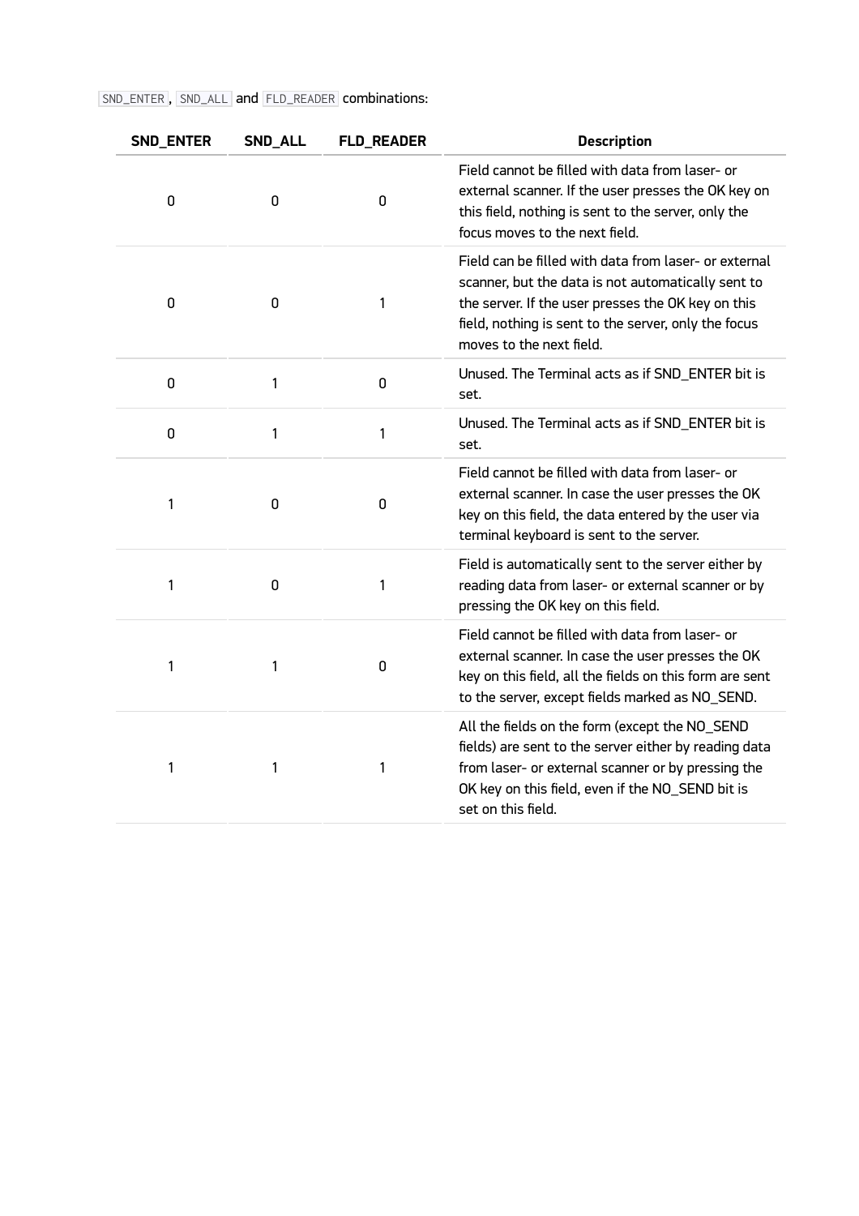`SND_ENTER`, `SND_ALL` and `FLD_READER` combinations:

| SND_ENTER | SND_ALL | FLD_READER | Description |
| --- | --- | --- | --- |
| 0 | 0 | 0 | Field cannot be filled with data from laser- or external scanner. If the user presses the OK key on this field, nothing is sent to the server, only the focus moves to the next field. |
| 0 | 0 | 1 | Field can be filled with data from laser- or external scanner, but the data is not automatically sent to the server. If the user presses the OK key on this field, nothing is sent to the server, only the focus moves to the next field. |
| 0 | 1 | 0 | Unused. The Terminal acts as if SND_ENTER bit is set. |
| 0 | 1 | 1 | Unused. The Terminal acts as if SND_ENTER bit is set. |
| 1 | 0 | 0 | Field cannot be filled with data from laser- or external scanner. In case the user presses the OK key on this field, the data entered by the user via terminal keyboard is sent to the server. |
| 1 | 0 | 1 | Field is automatically sent to the server either by reading data from laser- or external scanner or by pressing the OK key on this field. |
| 1 | 1 | 0 | Field cannot be filled with data from laser- or external scanner. In case the user presses the OK key on this field, all the fields on this form are sent to the server, except fields marked as NO_SEND. |
| 1 | 1 | 1 | All the fields on the form (except the NO_SEND fields) are sent to the server either by reading data from laser- or external scanner or by pressing the OK key on this field, even if the NO_SEND bit is set on this field. |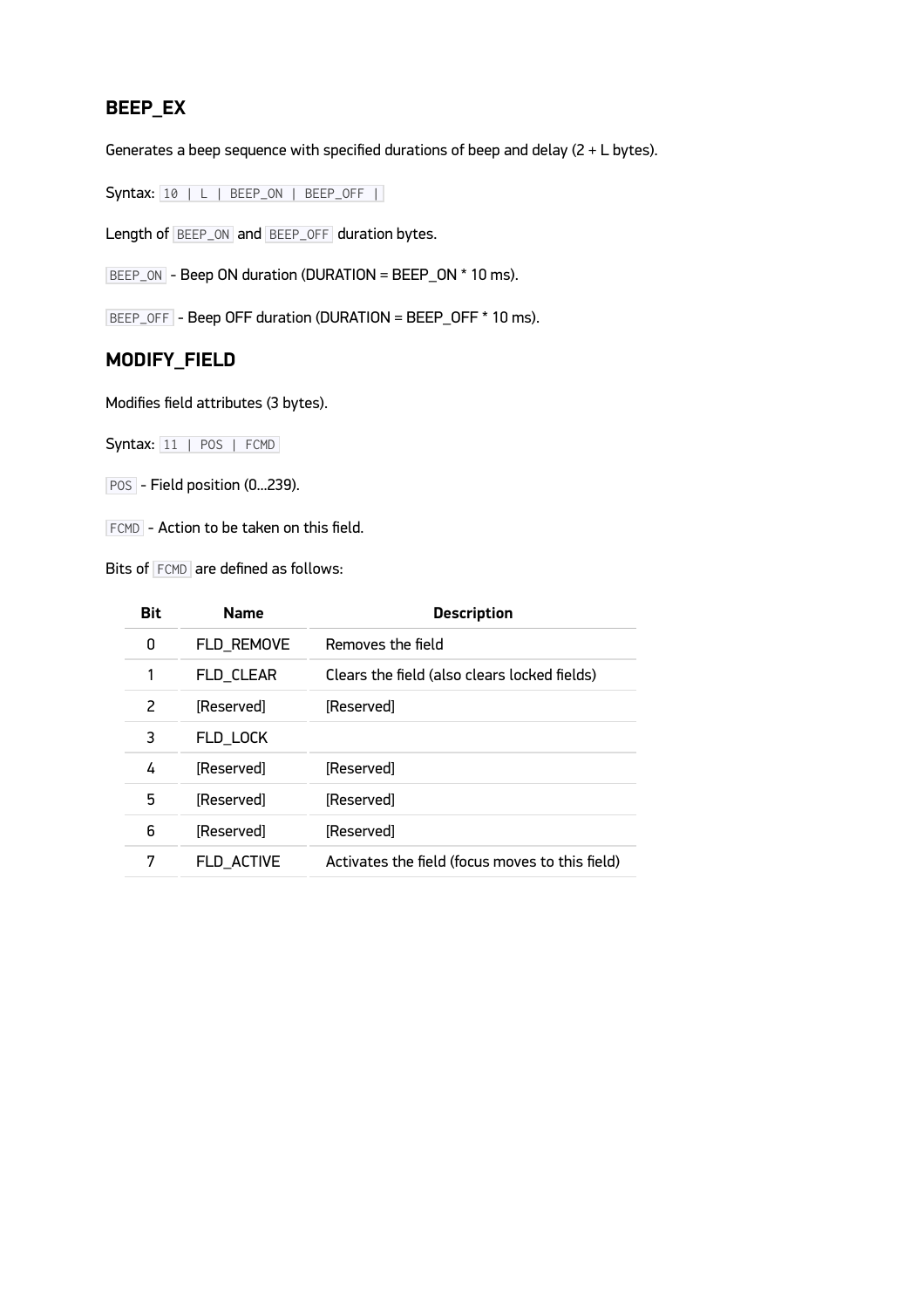### BEEP_EX

Generates a beep sequence with specified durations of beep and delay (2 + L bytes).

Syntax: `10 | L | BEEP_ON | BEEP_OFF |`

Length of `BEEP_ON` and `BEEP_OFF` duration bytes.

`BEEP_ON` - Beep ON duration (DURATION = BEEP_ON * 10 ms).

`BEEP_OFF` - Beep OFF duration (DURATION = BEEP_OFF * 10 ms).

### MODIFY_FIELD

Modifies field attributes (3 bytes).

Syntax: `11 | POS | FCMD`

`POS` - Field position (0...239).

`FCMD` - Action to be taken on this field.

Bits of `FCMD` are defined as follows:

| Bit | Name | Description |
|---|---|---|
| 0 | FLD_REMOVE | Removes the field |
| 1 | FLD_CLEAR | Clears the field (also clears locked fields) |
| 2 | [Reserved] | [Reserved] |
| 3 | FLD_LOCK | |
| 4 | [Reserved] | [Reserved] |
| 5 | [Reserved] | [Reserved] |
| 6 | [Reserved] | [Reserved] |
| 7 | FLD_ACTIVE | Activates the field (focus moves to this field) |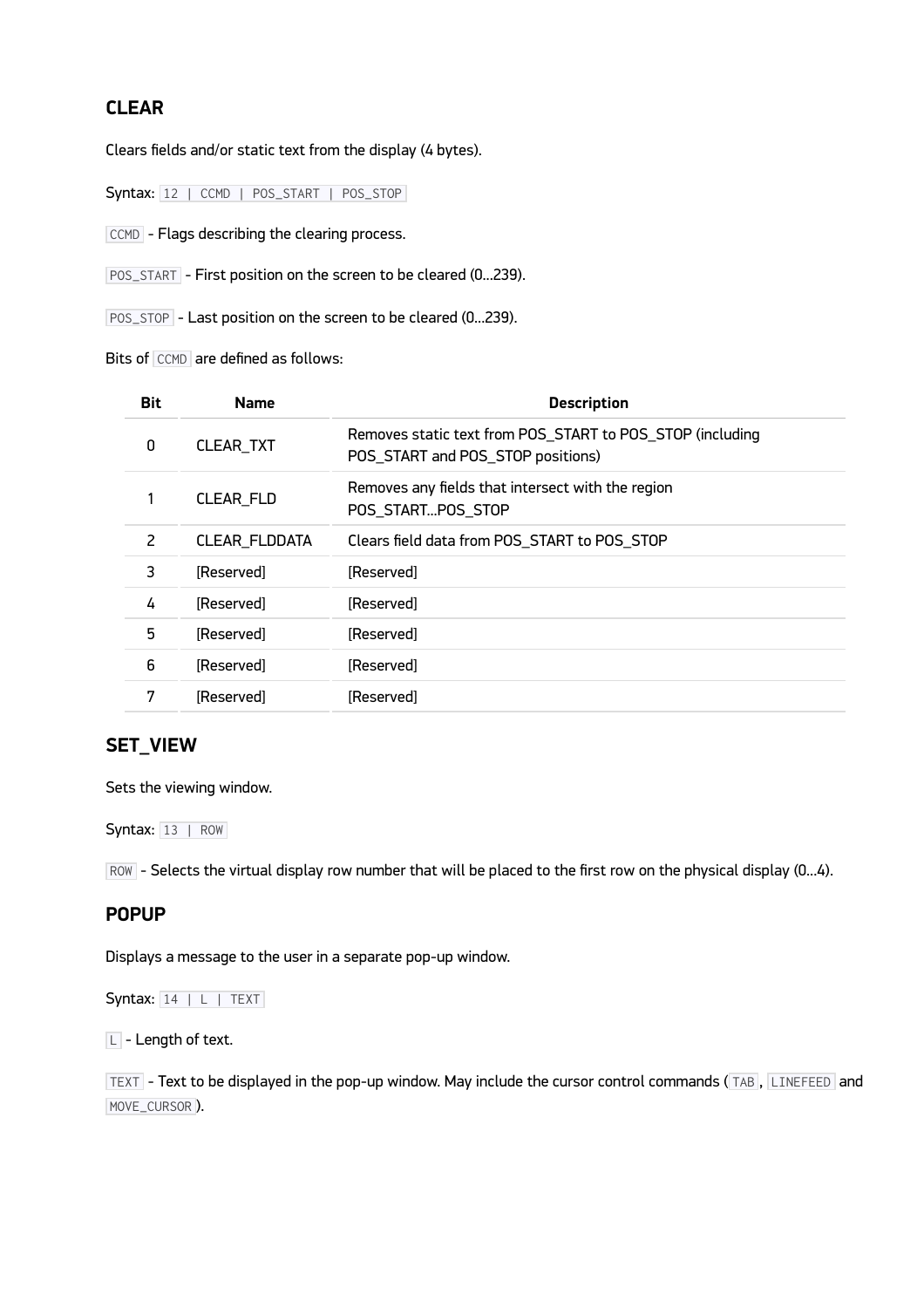### CLEAR

Clears fields and/or static text from the display (4 bytes).

Syntax: `12 | CCMD | POS_START | POS_STOP`

`CCMD` - Flags describing the clearing process.

`POS_START` - First position on the screen to be cleared (0...239).

`POS_STOP` - Last position on the screen to be cleared (0...239).

Bits of `CCMD` are defined as follows:

| Bit | Name | Description |
|---|---|---|
| 0 | CLEAR_TXT | Removes static text from POS_START to POS_STOP (including POS_START and POS_STOP positions) |
| 1 | CLEAR_FLD | Removes any fields that intersect with the region POS_START...POS_STOP |
| 2 | CLEAR_FLDDATA | Clears field data from POS_START to POS_STOP |
| 3 | [Reserved] | [Reserved] |
| 4 | [Reserved] | [Reserved] |
| 5 | [Reserved] | [Reserved] |
| 6 | [Reserved] | [Reserved] |
| 7 | [Reserved] | [Reserved] |

### SET_VIEW

Sets the viewing window.

Syntax: `13 | ROW`

`ROW` - Selects the virtual display row number that will be placed to the first row on the physical display (0...4).

### POPUP

Displays a message to the user in a separate pop-up window.

Syntax: `14 | L | TEXT`

`L` - Length of text.

`TEXT` - Text to be displayed in the pop-up window. May include the cursor control commands (`TAB`, `LINEFEED` and `MOVE_CURSOR`).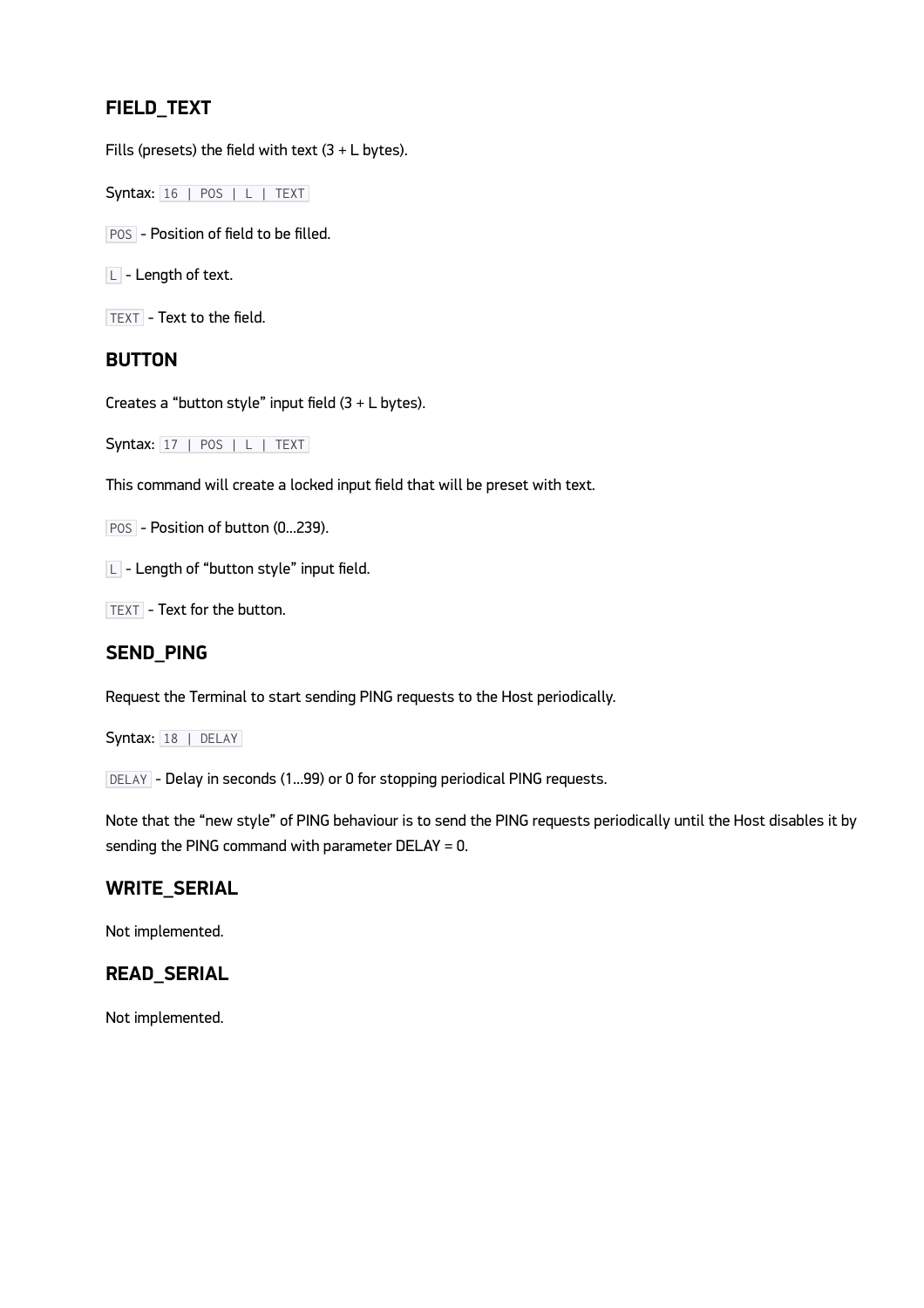### FIELD_TEXT

Fills (presets) the field with text (3 + L bytes).

Syntax: `16 | POS | L | TEXT`

`POS` - Position of field to be filled.

`L` - Length of text.

`TEXT` - Text to the field.

### BUTTON

Creates a “button style” input field (3 + L bytes).

Syntax: `17 | POS | L | TEXT`

This command will create a locked input field that will be preset with text.

`POS` - Position of button (0…239).

`L` - Length of “button style” input field.

`TEXT` - Text for the button.

### SEND_PING

Request the Terminal to start sending PING requests to the Host periodically.

Syntax: `18 | DELAY`

`DELAY` - Delay in seconds (1…99) or 0 for stopping periodical PING requests.

Note that the “new style” of PING behaviour is to send the PING requests periodically until the Host disables it by sending the PING command with parameter DELAY = 0.

### WRITE_SERIAL

Not implemented.

### READ_SERIAL

Not implemented.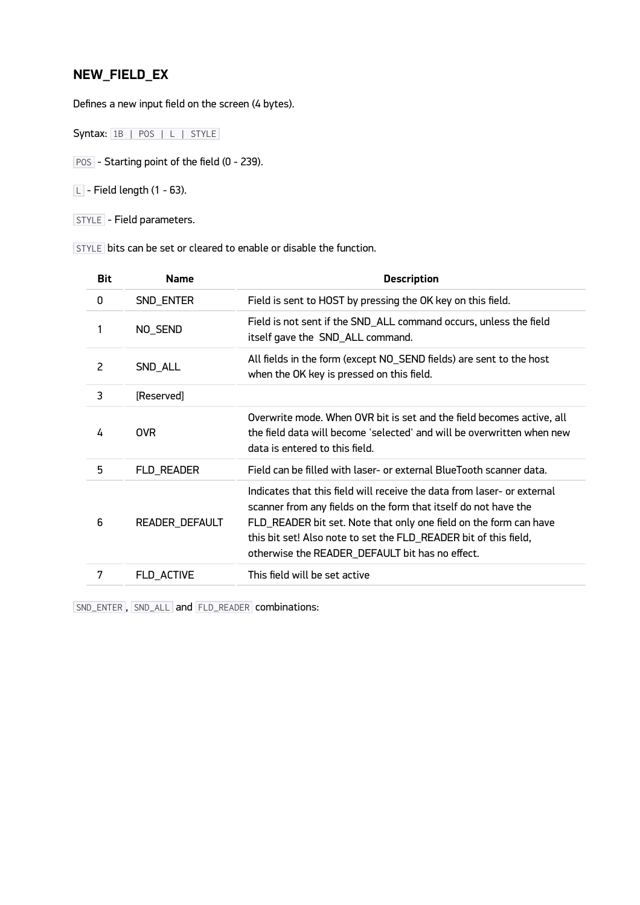## NEW_FIELD_EX

Defines a new input field on the screen (4 bytes).

Syntax: `1B | POS | L | STYLE`

`POS` - Starting point of the field (0 - 239).

`L` - Field length (1 - 63).

`STYLE` - Field parameters.

`STYLE` bits can be set or cleared to enable or disable the function.

| Bit | Name | Description |
| --- | --- | --- |
| 0 | SND_ENTER | Field is sent to HOST by pressing the OK key on this field. |
| 1 | NO_SEND | Field is not sent if the SND_ALL command occurs, unless the field itself gave the SND_ALL command. |
| 2 | SND_ALL | All fields in the form (except NO_SEND fields) are sent to the host when the OK key is pressed on this field. |
| 3 | [Reserved] | |
| 4 | OVR | Overwrite mode. When OVR bit is set and the field becomes active, all the field data will become 'selected' and will be overwritten when new data is entered to this field. |
| 5 | FLD_READER | Field can be filled with laser- or external BlueTooth scanner data. |
| 6 | READER_DEFAULT | Indicates that this field will receive the data from laser- or external scanner from any fields on the form that itself do not have the FLD_READER bit set. Note that only one field on the form can have this bit set! Also note to set the FLD_READER bit of this field, otherwise the READER_DEFAULT bit has no effect. |
| 7 | FLD_ACTIVE | This field will be set active |

`SND_ENTER`, `SND_ALL` and `FLD_READER` combinations: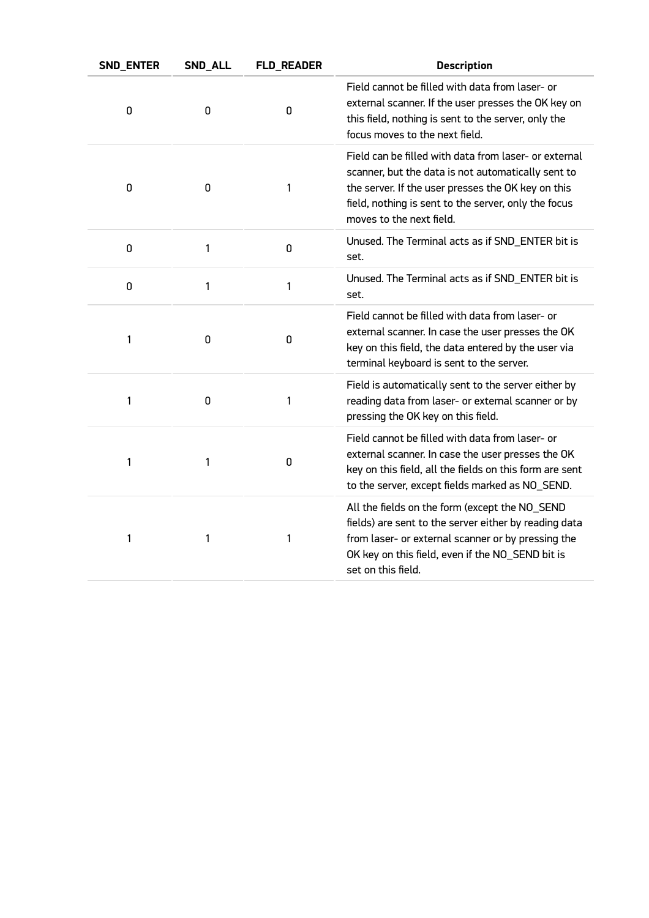| SND_ENTER | SND_ALL | FLD_READER | Description |
| --- | --- | --- | --- |
| 0 | 0 | 0 | Field cannot be filled with data from laser- or external scanner. If the user presses the OK key on this field, nothing is sent to the server, only the focus moves to the next field. |
| 0 | 0 | 1 | Field can be filled with data from laser- or external scanner, but the data is not automatically sent to the server. If the user presses the OK key on this field, nothing is sent to the server, only the focus moves to the next field. |
| 0 | 1 | 0 | Unused. The Terminal acts as if SND_ENTER bit is set. |
| 0 | 1 | 1 | Unused. The Terminal acts as if SND_ENTER bit is set. |
| 1 | 0 | 0 | Field cannot be filled with data from laser- or external scanner. In case the user presses the OK key on this field, the data entered by the user via terminal keyboard is sent to the server. |
| 1 | 0 | 1 | Field is automatically sent to the server either by reading data from laser- or external scanner or by pressing the OK key on this field. |
| 1 | 1 | 0 | Field cannot be filled with data from laser- or external scanner. In case the user presses the OK key on this field, all the fields on this form are sent to the server, except fields marked as NO_SEND. |
| 1 | 1 | 1 | All the fields on the form (except the NO_SEND fields) are sent to the server either by reading data from laser- or external scanner or by pressing the OK key on this field, even if the NO_SEND bit is set on this field. |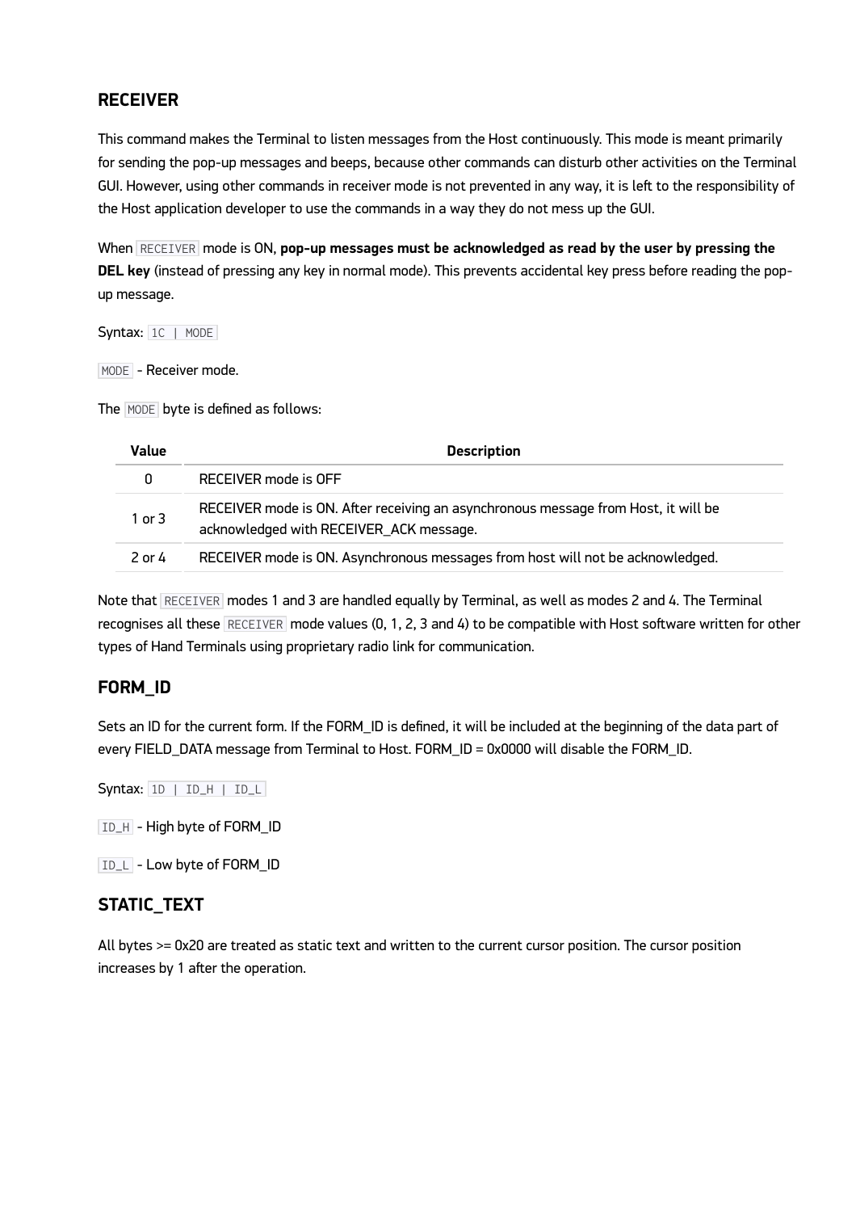## RECEIVER

This command makes the Terminal to listen messages from the Host continuously. This mode is meant primarily for sending the pop-up messages and beeps, because other commands can disturb other activities on the Terminal GUI. However, using other commands in receiver mode is not prevented in any way, it is left to the responsibility of the Host application developer to use the commands in a way they do not mess up the GUI.

When `RECEIVER` mode is ON, **pop-up messages must be acknowledged as read by the user by pressing the DEL key** (instead of pressing any key in normal mode). This prevents accidental key press before reading the pop-up message.

Syntax: `1C | MODE`

`MODE` - Receiver mode.

The `MODE` byte is defined as follows:

| Value | Description |
| --- | --- |
| 0 | RECEIVER mode is OFF |
| 1 or 3 | RECEIVER mode is ON. After receiving an asynchronous message from Host, it will be acknowledged with RECEIVER_ACK message. |
| 2 or 4 | RECEIVER mode is ON. Asynchronous messages from host will not be acknowledged. |

Note that `RECEIVER` modes 1 and 3 are handled equally by Terminal, as well as modes 2 and 4. The Terminal recognises all these `RECEIVER` mode values (0, 1, 2, 3 and 4) to be compatible with Host software written for other types of Hand Terminals using proprietary radio link for communication.

## FORM_ID

Sets an ID for the current form. If the FORM_ID is defined, it will be included at the beginning of the data part of every FIELD_DATA message from Terminal to Host. FORM_ID = 0x0000 will disable the FORM_ID.

Syntax: `1D | ID_H | ID_L`

`ID_H` - High byte of FORM_ID

`ID_L` - Low byte of FORM_ID

## STATIC_TEXT

All bytes >= 0x20 are treated as static text and written to the current cursor position. The cursor position increases by 1 after the operation.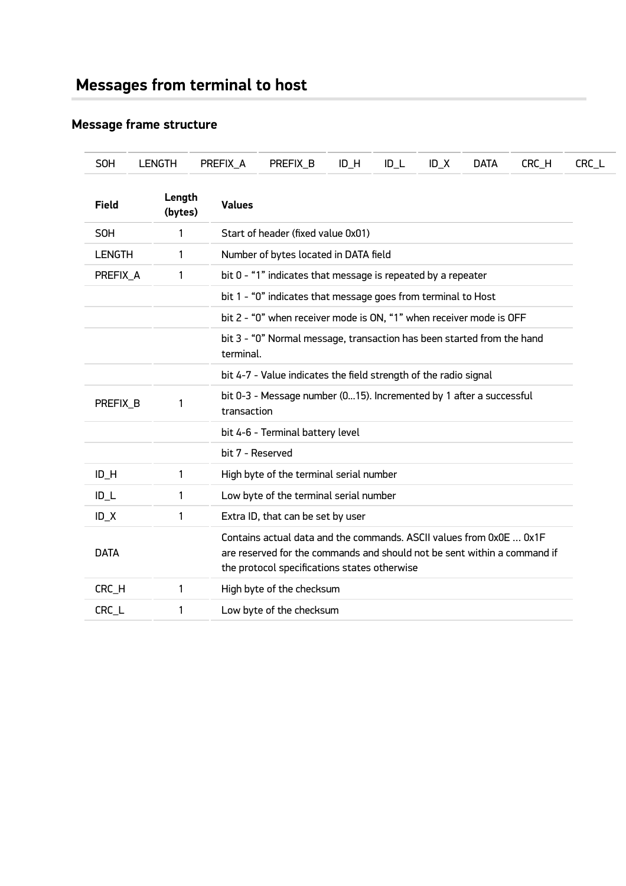# Messages from terminal to host

## Message frame structure

| SOH | LENGTH | PREFIX_A | PREFIX_B | ID_H | ID_L | ID_X | DATA | CRC_H | CRC_L |
|---|---|---|---|---|---|---|---|---|---|

| Field | Length (bytes) | Values |
|---|---|---|
| SOH | 1 | Start of header (fixed value 0x01) |
| LENGTH | 1 | Number of bytes located in DATA field |
| PREFIX_A | 1 | bit 0 - “1” indicates that message is repeated by a repeater |
| | | bit 1 - “0” indicates that message goes from terminal to Host |
| | | bit 2 - “0” when receiver mode is ON, “1” when receiver mode is OFF |
| | | bit 3 - “0” Normal message, transaction has been started from the hand terminal. |
| | | bit 4-7 - Value indicates the field strength of the radio signal |
| PREFIX_B | 1 | bit 0-3 - Message number (0…15). Incremented by 1 after a successful transaction |
| | | bit 4-6 - Terminal battery level |
| | | bit 7 - Reserved |
| ID_H | 1 | High byte of the terminal serial number |
| ID_L | 1 | Low byte of the terminal serial number |
| ID_X | 1 | Extra ID, that can be set by user |
| DATA | | Contains actual data and the commands. ASCII values from 0x0E … 0x1F are reserved for the commands and should not be sent within a command if the protocol specifications states otherwise |
| CRC_H | 1 | High byte of the checksum |
| CRC_L | 1 | Low byte of the checksum |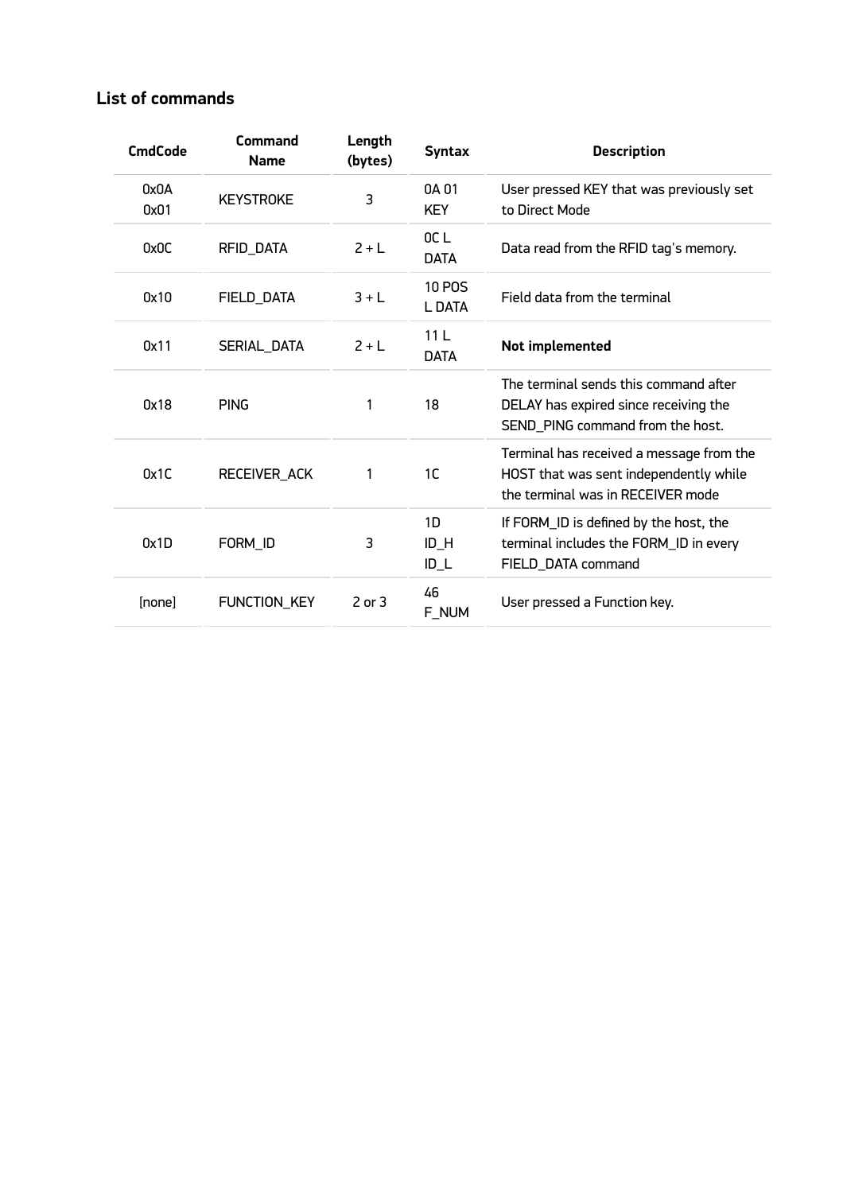### List of commands

| CmdCode | Command Name | Length (bytes) | Syntax | Description |
|---|---|---|---|---|
| 0x0A 0x01 | KEYSTROKE | 3 | 0A 01 KEY | User pressed KEY that was previously set to Direct Mode |
| 0x0C | RFID_DATA | 2 + L | 0C L DATA | Data read from the RFID tag's memory. |
| 0x10 | FIELD_DATA | 3 + L | 10 POS L DATA | Field data from the terminal |
| 0x11 | SERIAL_DATA | 2 + L | 11 L DATA | **Not implemented** |
| 0x18 | PING | 1 | 18 | The terminal sends this command after DELAY has expired since receiving the SEND_PING command from the host. |
| 0x1C | RECEIVER_ACK | 1 | 1C | Terminal has received a message from the HOST that was sent independently while the terminal was in RECEIVER mode |
| 0x1D | FORM_ID | 3 | 1D ID_H ID_L | If FORM_ID is defined by the host, the terminal includes the FORM_ID in every FIELD_DATA command |
| [none] | FUNCTION_KEY | 2 or 3 | 46 F_NUM | User pressed a Function key. |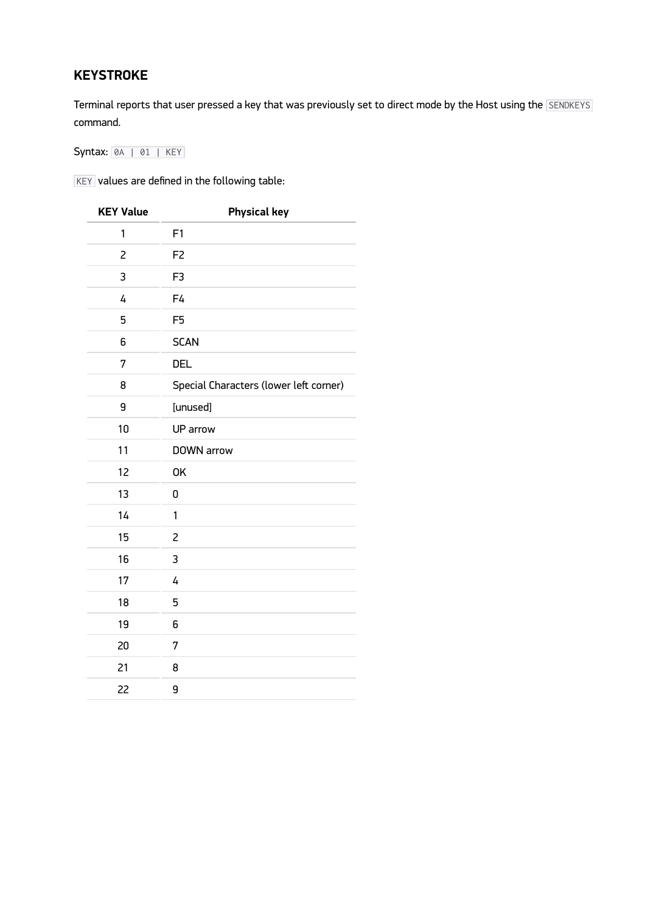## KEYSTROKE

Terminal reports that user pressed a key that was previously set to direct mode by the Host using the `SENDKEYS` command.

Syntax: `0A | 01 | KEY`

`KEY` values are defined in the following table:

| KEY Value | Physical key |
|---|---|
| 1 | F1 |
| 2 | F2 |
| 3 | F3 |
| 4 | F4 |
| 5 | F5 |
| 6 | SCAN |
| 7 | DEL |
| 8 | Special Characters (lower left corner) |
| 9 | [unused] |
| 10 | UP arrow |
| 11 | DOWN arrow |
| 12 | OK |
| 13 | 0 |
| 14 | 1 |
| 15 | 2 |
| 16 | 3 |
| 17 | 4 |
| 18 | 5 |
| 19 | 6 |
| 20 | 7 |
| 21 | 8 |
| 22 | 9 |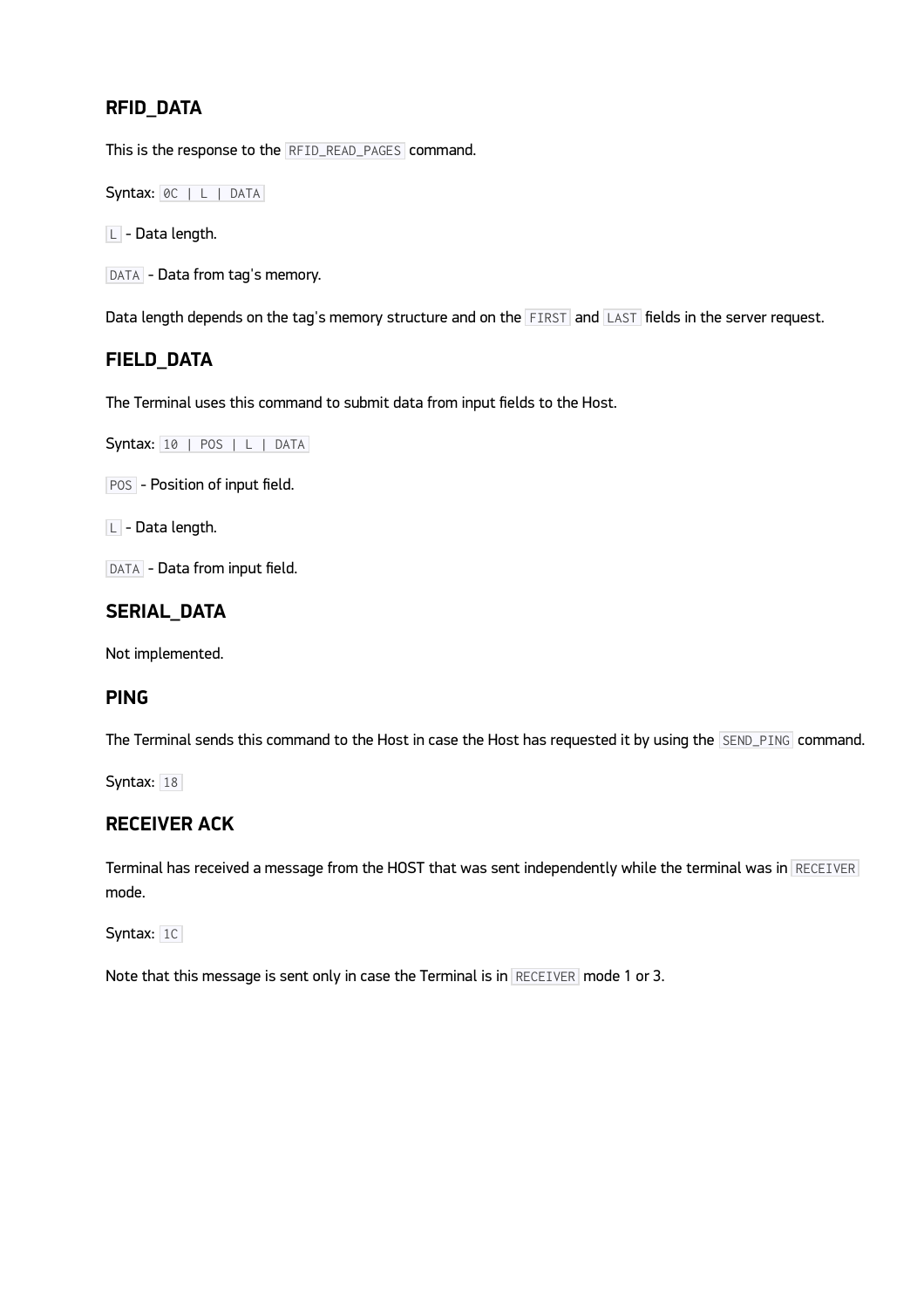### RFID_DATA

This is the response to the `RFID_READ_PAGES` command.

Syntax: `0C | L | DATA`

`L` - Data length.

`DATA` - Data from tag's memory.

Data length depends on the tag's memory structure and on the `FIRST` and `LAST` fields in the server request.

### FIELD_DATA

The Terminal uses this command to submit data from input fields to the Host.

Syntax: `10 | POS | L | DATA`

`POS` - Position of input field.

`L` - Data length.

`DATA` - Data from input field.

### SERIAL_DATA

Not implemented.

### PING

The Terminal sends this command to the Host in case the Host has requested it by using the `SEND_PING` command.

Syntax: `18`

### RECEIVER ACK

Terminal has received a message from the HOST that was sent independently while the terminal was in `RECEIVER` mode.

Syntax: `1C`

Note that this message is sent only in case the Terminal is in `RECEIVER` mode 1 or 3.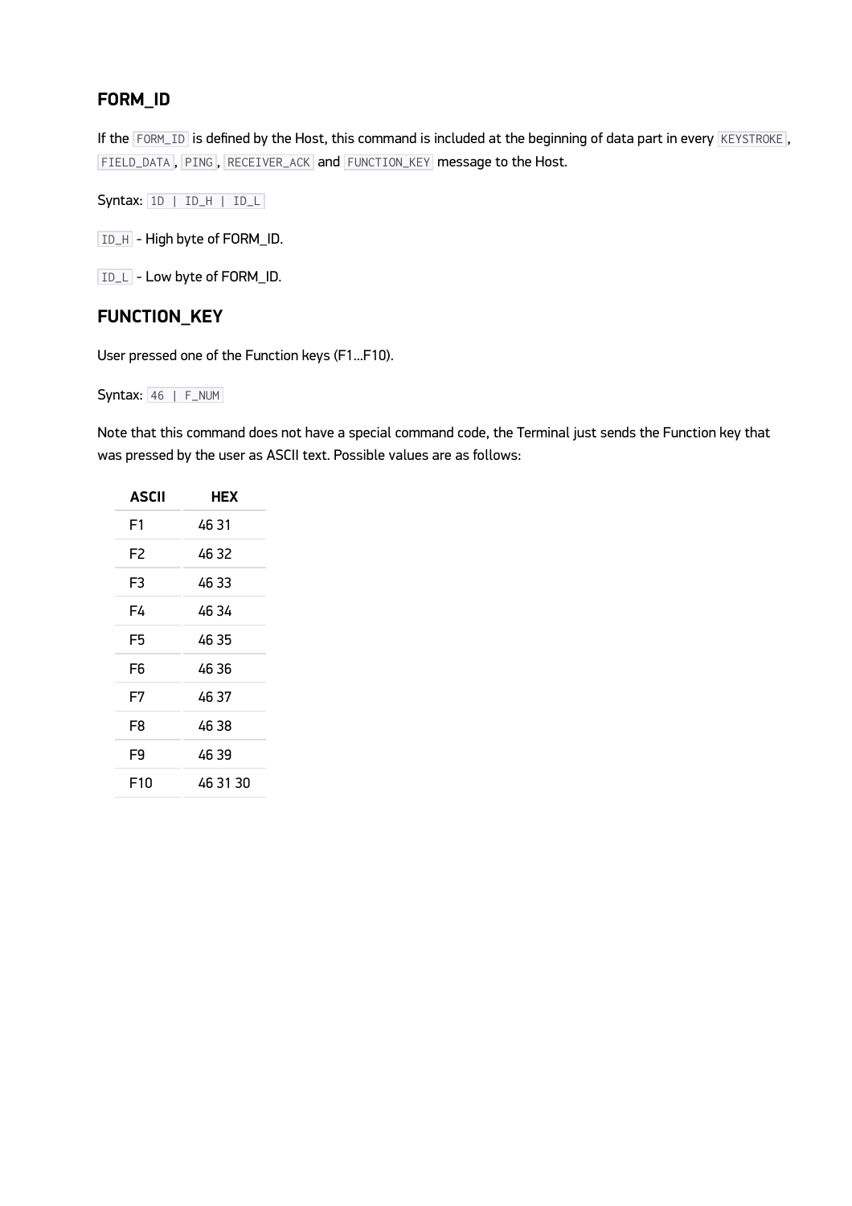## FORM_ID

If the `FORM_ID` is defined by the Host, this command is included at the beginning of data part in every `KEYSTROKE`, `FIELD_DATA`, `PING`, `RECEIVER_ACK` and `FUNCTION_KEY` message to the Host.

Syntax: `1D | ID_H | ID_L`

`ID_H` - High byte of FORM_ID.

`ID_L` - Low byte of FORM_ID.

## FUNCTION_KEY

User pressed one of the Function keys (F1...F10).

Syntax: `46 | F_NUM`

Note that this command does not have a special command code, the Terminal just sends the Function key that was pressed by the user as ASCII text. Possible values are as follows:

| ASCII | HEX |
|---|---|
| F1 | 46 31 |
| F2 | 46 32 |
| F3 | 46 33 |
| F4 | 46 34 |
| F5 | 46 35 |
| F6 | 46 36 |
| F7 | 46 37 |
| F8 | 46 38 |
| F9 | 46 39 |
| F10 | 46 31 30 |